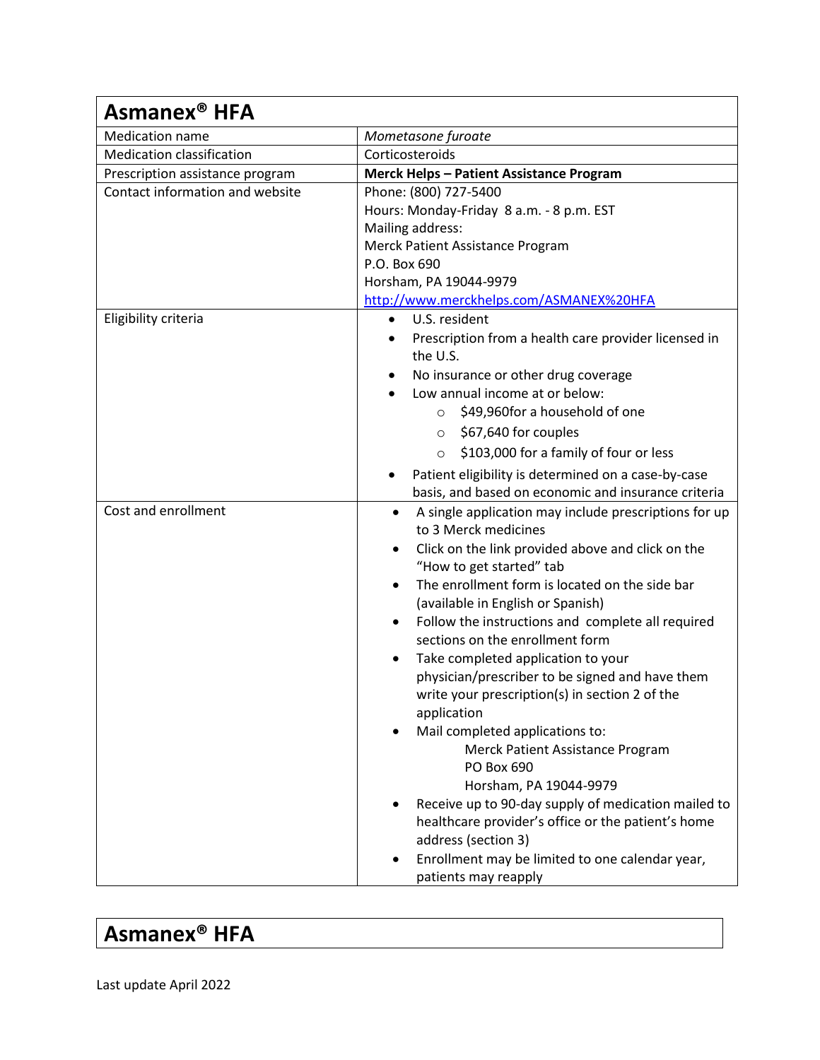| Asmanex® HFA | |
|---|---|
| Medication name | *Mometasone furoate* |
| Medication classification | Corticosteroids |
| Prescription assistance program | **Merck Helps – Patient Assistance Program** |
| Contact information and website | Phone: (800) 727-5400<br>Hours: Monday-Friday 8 a.m. - 8 p.m. EST<br>Mailing address:<br>Merck Patient Assistance Program<br>P.O. Box 690<br>Horsham, PA 19044-9979<br>[http://www.merckhelps.com/ASMANEX%20HFA](http://www.merckhelps.com/ASMANEX%20HFA) |
| Eligibility criteria | • U.S. resident<br>• Prescription from a health care provider licensed in the U.S.<br>• No insurance or other drug coverage<br>• Low annual income at or below:<br>  ○ $49,960for a household of one<br>  ○ $67,640 for couples<br>  ○ $103,000 for a family of four or less<br>• Patient eligibility is determined on a case-by-case basis, and based on economic and insurance criteria |
| Cost and enrollment | • A single application may include prescriptions for up to 3 Merck medicines<br>• Click on the link provided above and click on the "How to get started" tab<br>• The enrollment form is located on the side bar (available in English or Spanish)<br>• Follow the instructions and complete all required sections on the enrollment form<br>• Take completed application to your physician/prescriber to be signed and have them write your prescription(s) in section 2 of the application<br>• Mail completed applications to:<br>Merck Patient Assistance Program<br>PO Box 690<br>Horsham, PA 19044-9979<br>• Receive up to 90-day supply of medication mailed to healthcare provider's office or the patient's home address (section 3)<br>• Enrollment may be limited to one calendar year, patients may reapply |

## Asmanex® HFA

Last update April 2022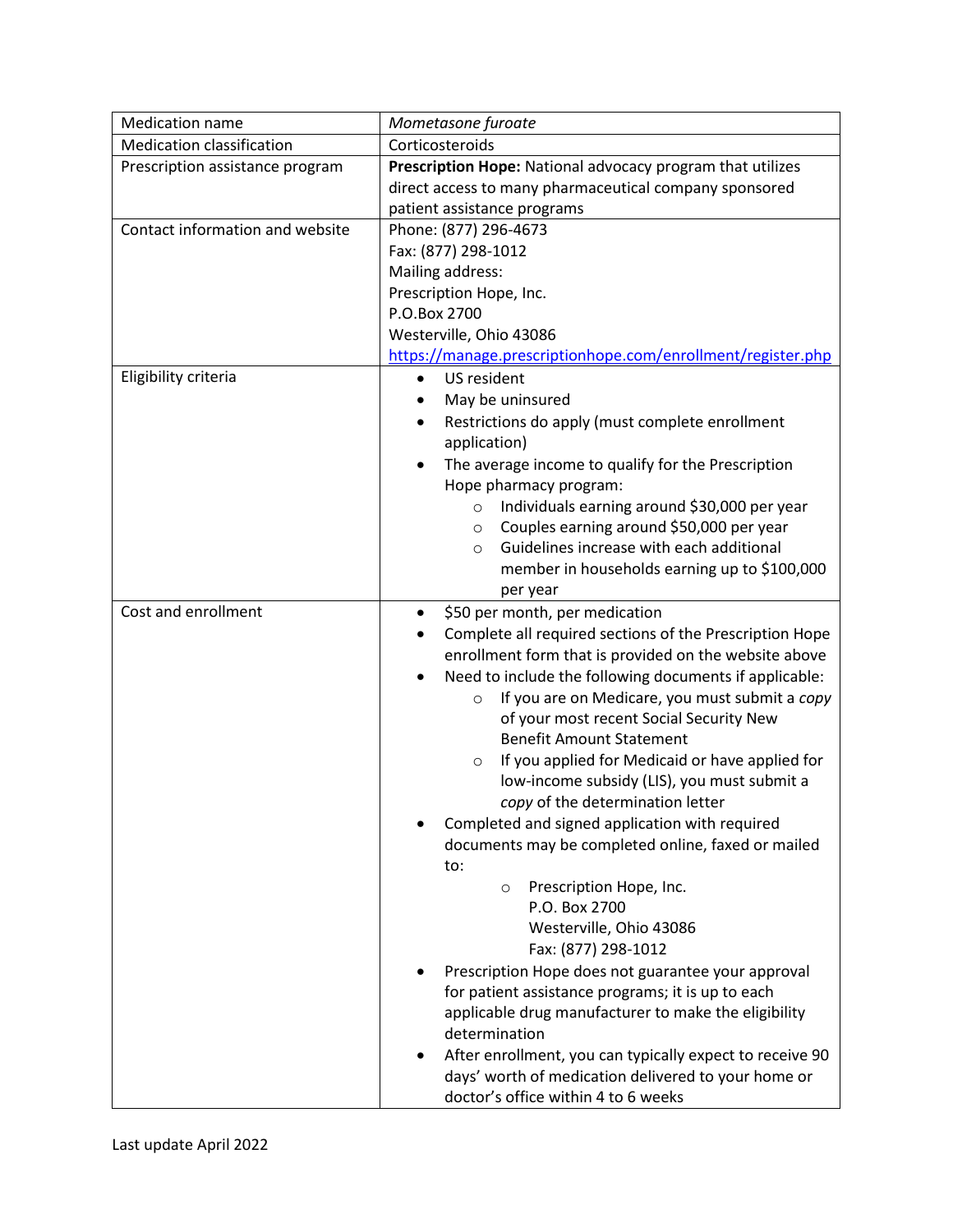| Medication name | *Mometasone furoate* |
|---|---|
| Medication classification | Corticosteroids |
| Prescription assistance program | **Prescription Hope:** National advocacy program that utilizes direct access to many pharmaceutical company sponsored patient assistance programs |
| Contact information and website | Phone: (877) 296-4673<br>Fax: (877) 298-1012<br>Mailing address:<br>Prescription Hope, Inc.<br>P.O.Box 2700<br>Westerville, Ohio 43086<br>https://manage.prescriptionhope.com/enrollment/register.php |
| Eligibility criteria | • US resident<br>• May be uninsured<br>• Restrictions do apply (must complete enrollment application)<br>• The average income to qualify for the Prescription Hope pharmacy program:<br>&nbsp;&nbsp;&nbsp;&nbsp;○ Individuals earning around $30,000 per year<br>&nbsp;&nbsp;&nbsp;&nbsp;○ Couples earning around $50,000 per year<br>&nbsp;&nbsp;&nbsp;&nbsp;○ Guidelines increase with each additional member in households earning up to $100,000 per year |
| Cost and enrollment | • $50 per month, per medication<br>• Complete all required sections of the Prescription Hope enrollment form that is provided on the website above<br>• Need to include the following documents if applicable:<br>&nbsp;&nbsp;&nbsp;&nbsp;○ If you are on Medicare, you must submit a *copy* of your most recent Social Security New Benefit Amount Statement<br>&nbsp;&nbsp;&nbsp;&nbsp;○ If you applied for Medicaid or have applied for low-income subsidy (LIS), you must submit a *copy* of the determination letter<br>• Completed and signed application with required documents may be completed online, faxed or mailed to:<br>&nbsp;&nbsp;&nbsp;&nbsp;○ Prescription Hope, Inc.<br>&nbsp;&nbsp;&nbsp;&nbsp;P.O. Box 2700<br>&nbsp;&nbsp;&nbsp;&nbsp;Westerville, Ohio 43086<br>&nbsp;&nbsp;&nbsp;&nbsp;Fax: (877) 298-1012<br>• Prescription Hope does not guarantee your approval for patient assistance programs; it is up to each applicable drug manufacturer to make the eligibility determination<br>• After enrollment, you can typically expect to receive 90 days' worth of medication delivered to your home or doctor's office within 4 to 6 weeks |

Last update April 2022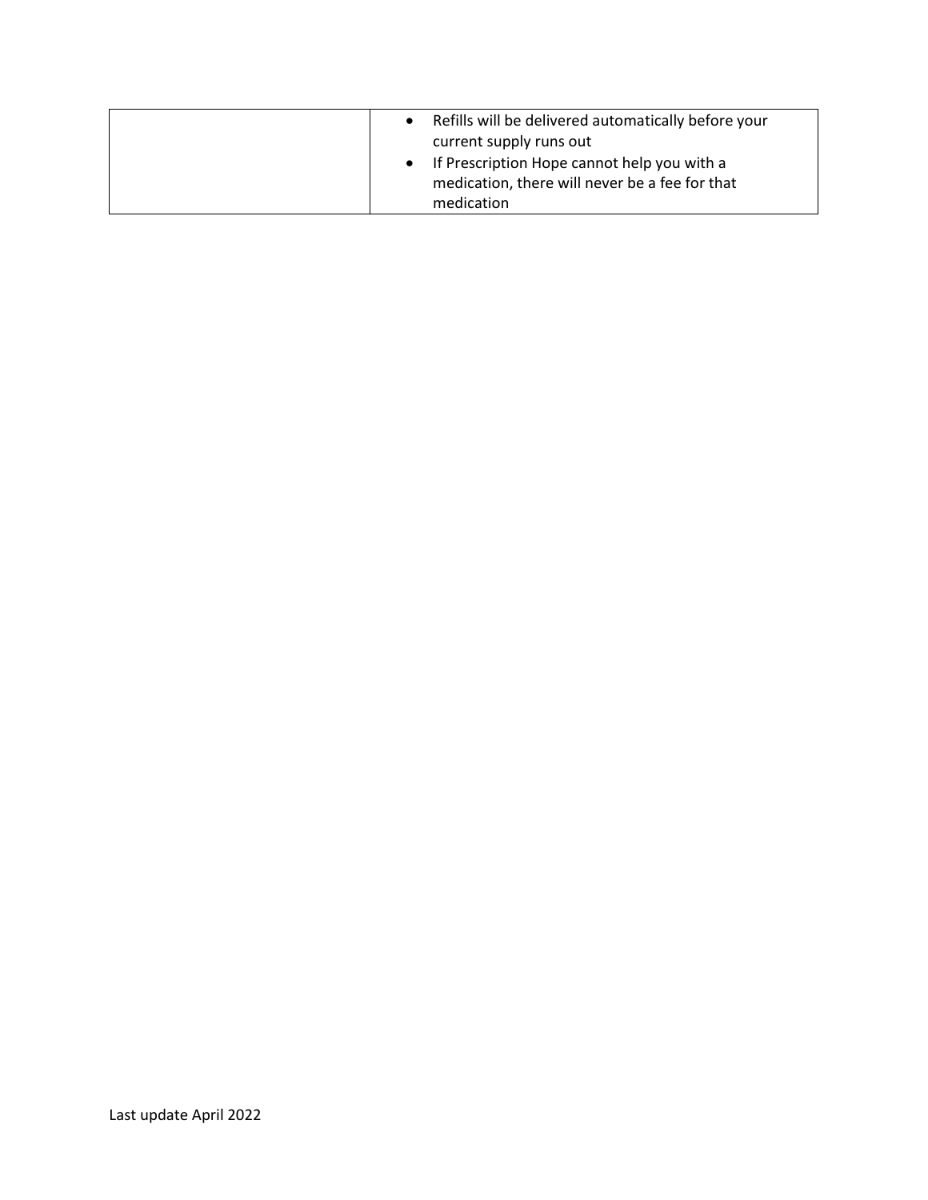| | |
|---|---|
| | • Refills will be delivered automatically before your current supply runs out<br>• If Prescription Hope cannot help you with a medication, there will never be a fee for that medication |

Last update April 2022